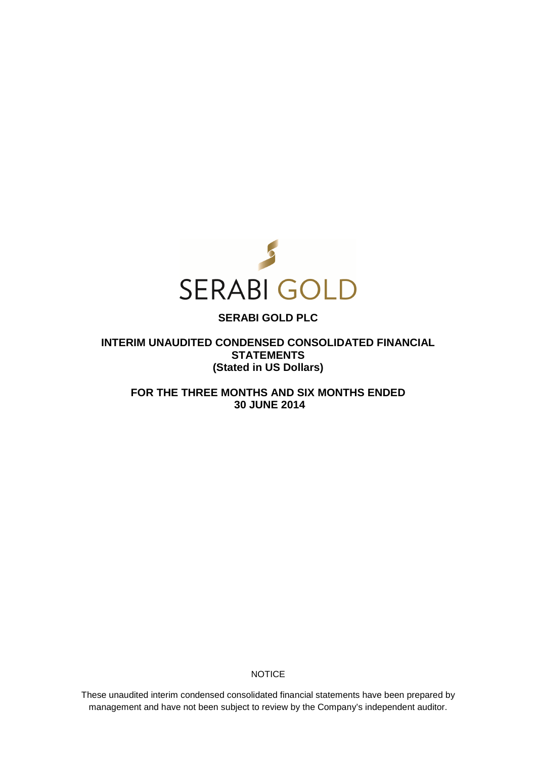SERABI GOLD

# SERABI GOLD PLC

## INTERIM UNAUDITED CONDENSED CONSOLIDATED FINANCIAL STATEMENTS (Stated in US Dollars)

## FOR THE THREE MONTHS AND SIX MONTHS ENDED 30 JUNE 2014

NOTICE

These unaudited interim condensed consolidated financial statements have been prepared by management and have not been subject to review by the Company's independent auditor.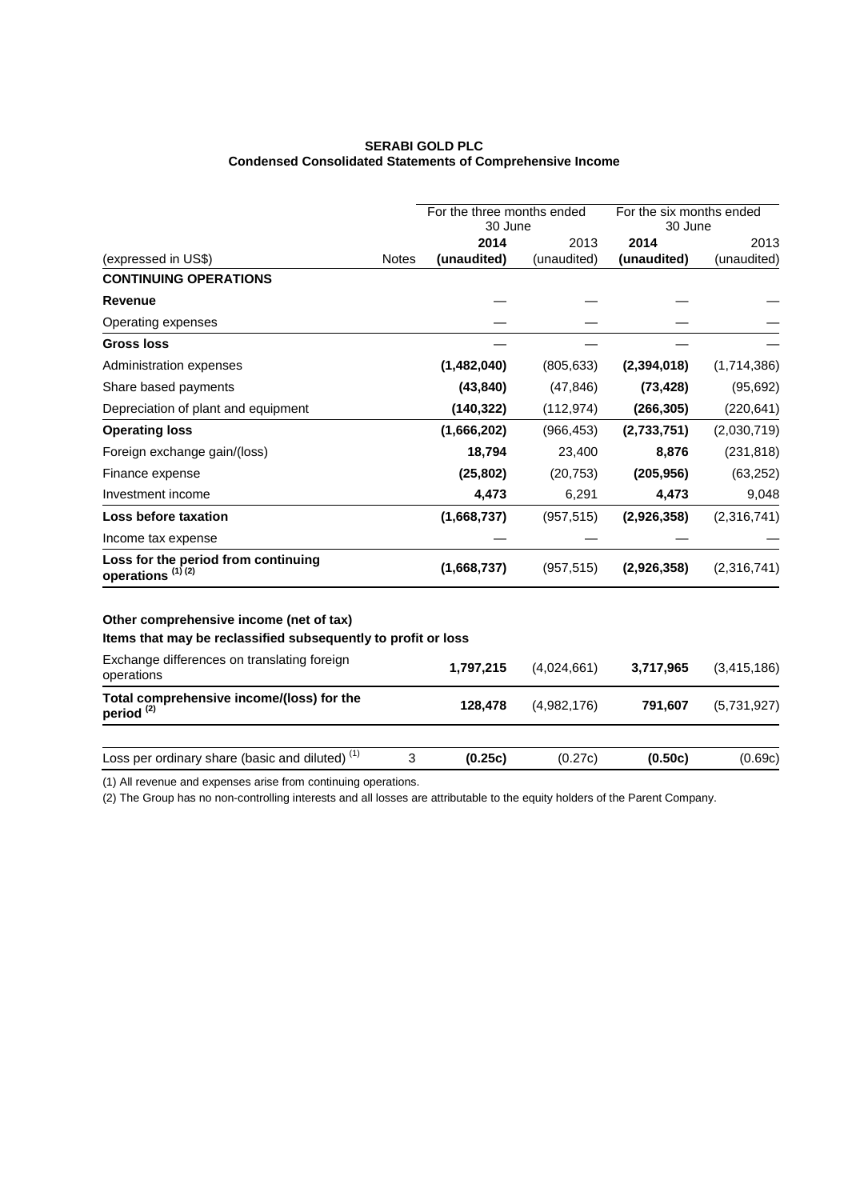**SERABI GOLD PLC**
**Condensed Consolidated Statements of Comprehensive Income**

| (expressed in US$) | Notes | For the three months ended 30 June 2014 (unaudited) | For the three months ended 30 June 2013 (unaudited) | For the six months ended 30 June 2014 (unaudited) | For the six months ended 30 June 2013 (unaudited) |
|---|---|---|---|---|---|
| **CONTINUING OPERATIONS** | | | | | |
| **Revenue** | | — | — | — | — |
| Operating expenses | | — | — | — | — |
| **Gross loss** | | — | — | — | — |
| Administration expenses | | **(1,482,040)** | (805,633) | **(2,394,018)** | (1,714,386) |
| Share based payments | | **(43,840)** | (47,846) | **(73,428)** | (95,692) |
| Depreciation of plant and equipment | | **(140,322)** | (112,974) | **(266,305)** | (220,641) |
| **Operating loss** | | **(1,666,202)** | (966,453) | **(2,733,751)** | (2,030,719) |
| Foreign exchange gain/(loss) | | **18,794** | 23,400 | **8,876** | (231,818) |
| Finance expense | | **(25,802)** | (20,753) | **(205,956)** | (63,252) |
| Investment income | | **4,473** | 6,291 | **4,473** | 9,048 |
| **Loss before taxation** | | **(1,668,737)** | (957,515) | **(2,926,358)** | (2,316,741) |
| Income tax expense | | — | — | — | — |
| **Loss for the period from continuing operations [1] [2]** | | **(1,668,737)** | (957,515) | **(2,926,358)** | (2,316,741) |
| | | | | | |
| **Other comprehensive income (net of tax)** | | | | | |
| **Items that may be reclassified subsequently to profit or loss** | | | | | |
| Exchange differences on translating foreign operations | | **1,797,215** | (4,024,661) | **3,717,965** | (3,415,186) |
| **Total comprehensive income/(loss) for the period [2]** | | **128,478** | (4,982,176) | **791,607** | (5,731,927) |
| | | | | | |
| Loss per ordinary share (basic and diluted) [1] | 3 | **(0.25c)** | (0.27c) | **(0.50c)** | (0.69c) |

(1) All revenue and expenses arise from continuing operations.

(2) The Group has no non-controlling interests and all losses are attributable to the equity holders of the Parent Company.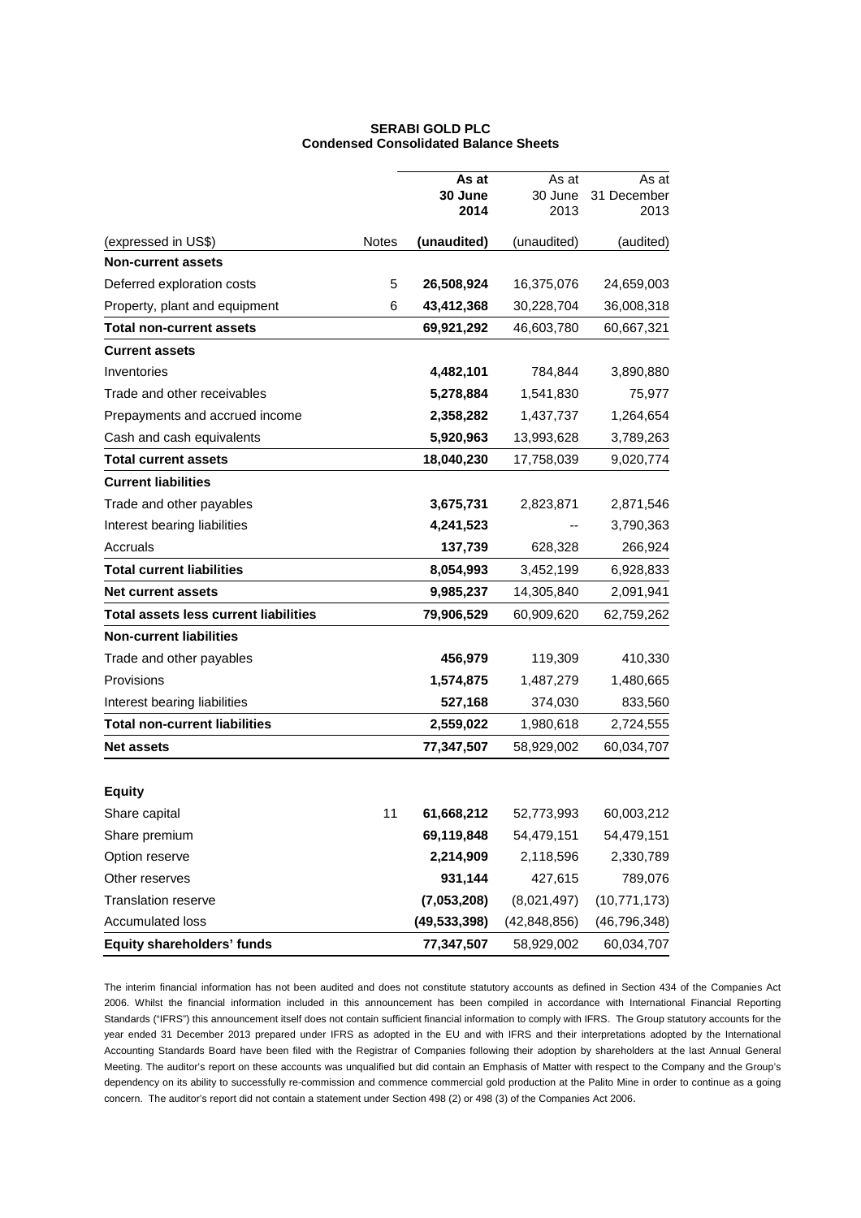**SERABI GOLD PLC**
**Condensed Consolidated Balance Sheets**

| (expressed in US$) | Notes | **As at 30 June 2014 (unaudited)** | As at 30 June 2013 (unaudited) | As at 31 December 2013 (audited) |
|---|---|---|---|---|
| **Non-current assets** | | | | |
| Deferred exploration costs | 5 | **26,508,924** | 16,375,076 | 24,659,003 |
| Property, plant and equipment | 6 | **43,412,368** | 30,228,704 | 36,008,318 |
| **Total non-current assets** | | **69,921,292** | 46,603,780 | 60,667,321 |
| **Current assets** | | | | |
| Inventories | | **4,482,101** | 784,844 | 3,890,880 |
| Trade and other receivables | | **5,278,884** | 1,541,830 | 75,977 |
| Prepayments and accrued income | | **2,358,282** | 1,437,737 | 1,264,654 |
| Cash and cash equivalents | | **5,920,963** | 13,993,628 | 3,789,263 |
| **Total current assets** | | **18,040,230** | 17,758,039 | 9,020,774 |
| **Current liabilities** | | | | |
| Trade and other payables | | **3,675,731** | 2,823,871 | 2,871,546 |
| Interest bearing liabilities | | **4,241,523** | -- | 3,790,363 |
| Accruals | | **137,739** | 628,328 | 266,924 |
| **Total current liabilities** | | **8,054,993** | 3,452,199 | 6,928,833 |
| **Net current assets** | | **9,985,237** | 14,305,840 | 2,091,941 |
| **Total assets less current liabilities** | | **79,906,529** | 60,909,620 | 62,759,262 |
| **Non-current liabilities** | | | | |
| Trade and other payables | | **456,979** | 119,309 | 410,330 |
| Provisions | | **1,574,875** | 1,487,279 | 1,480,665 |
| Interest bearing liabilities | | **527,168** | 374,030 | 833,560 |
| **Total non-current liabilities** | | **2,559,022** | 1,980,618 | 2,724,555 |
| **Net assets** | | **77,347,507** | 58,929,002 | 60,034,707 |
| **Equity** | | | | |
| Share capital | 11 | **61,668,212** | 52,773,993 | 60,003,212 |
| Share premium | | **69,119,848** | 54,479,151 | 54,479,151 |
| Option reserve | | **2,214,909** | 2,118,596 | 2,330,789 |
| Other reserves | | **931,144** | 427,615 | 789,076 |
| Translation reserve | | **(7,053,208)** | (8,021,497) | (10,771,173) |
| Accumulated loss | | **(49,533,398)** | (42,848,856) | (46,796,348) |
| **Equity shareholders' funds** | | **77,347,507** | 58,929,002 | 60,034,707 |

The interim financial information has not been audited and does not constitute statutory accounts as defined in Section 434 of the Companies Act 2006. Whilst the financial information included in this announcement has been compiled in accordance with International Financial Reporting Standards ("IFRS") this announcement itself does not contain sufficient financial information to comply with IFRS. The Group statutory accounts for the year ended 31 December 2013 prepared under IFRS as adopted in the EU and with IFRS and their interpretations adopted by the International Accounting Standards Board have been filed with the Registrar of Companies following their adoption by shareholders at the last Annual General Meeting. The auditor's report on these accounts was unqualified but did contain an Emphasis of Matter with respect to the Company and the Group's dependency on its ability to successfully re-commission and commence commercial gold production at the Palito Mine in order to continue as a going concern. The auditor's report did not contain a statement under Section 498 (2) or 498 (3) of the Companies Act 2006.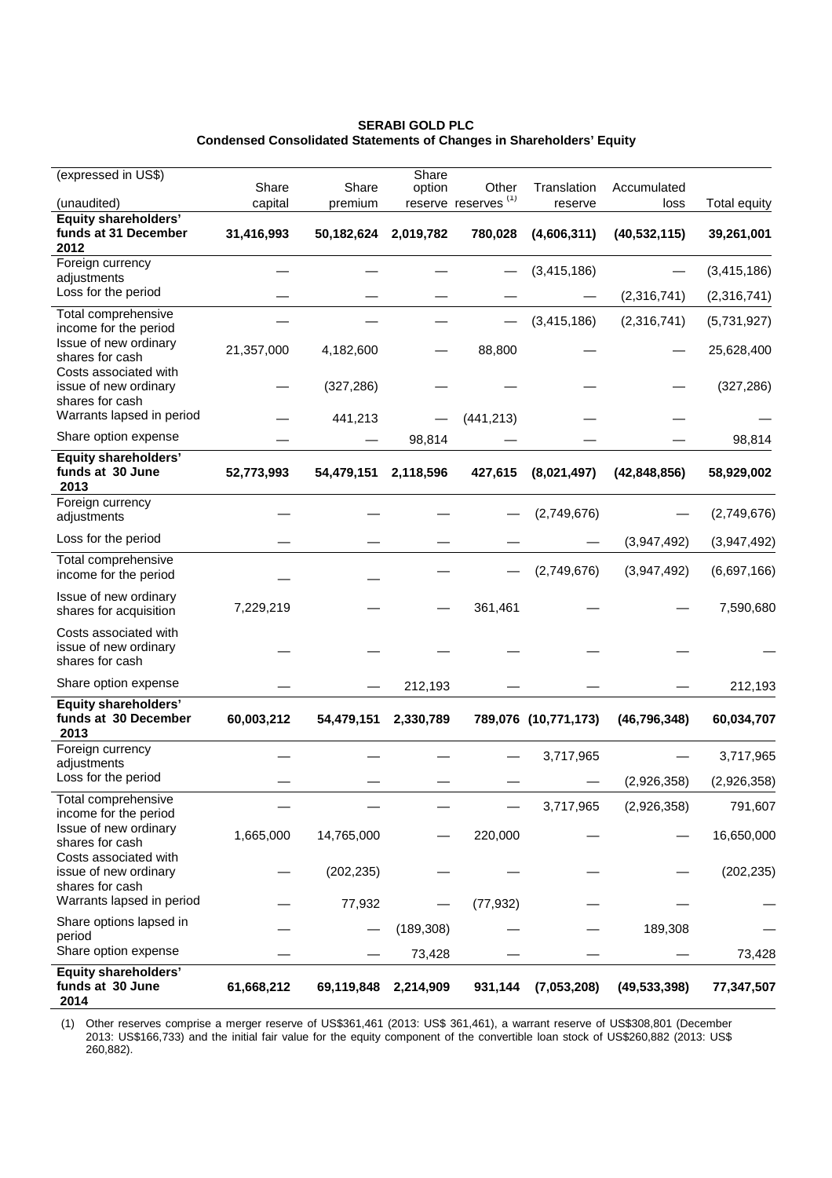**SERABI GOLD PLC**
**Condensed Consolidated Statements of Changes in Shareholders' Equity**

| (expressed in US$) (unaudited) | Share capital | Share premium | Share option reserve | Other reserves [(1)] | Translation reserve | Accumulated loss | Total equity |
|---|---|---|---|---|---|---|---|
| **Equity shareholders' funds at 31 December 2012** | **31,416,993** | **50,182,624** | **2,019,782** | **780,028** | **(4,606,311)** | **(40,532,115)** | **39,261,001** |
| Foreign currency adjustments | — | — | — | — | (3,415,186) | — | (3,415,186) |
| Loss for the period | — | — | — | — | — | (2,316,741) | (2,316,741) |
| Total comprehensive income for the period | — | — | — | — | (3,415,186) | (2,316,741) | (5,731,927) |
| Issue of new ordinary shares for cash | 21,357,000 | 4,182,600 | — | 88,800 | — | — | 25,628,400 |
| Costs associated with issue of new ordinary shares for cash | — | (327,286) | — | — | — | — | (327,286) |
| Warrants lapsed in period | — | 441,213 | — | (441,213) | — | — | — |
| Share option expense | — | — | 98,814 | — | — | — | 98,814 |
| **Equity shareholders' funds at 30 June 2013** | **52,773,993** | **54,479,151** | **2,118,596** | **427,615** | **(8,021,497)** | **(42,848,856)** | **58,929,002** |
| Foreign currency adjustments | — | — | — | — | (2,749,676) | — | (2,749,676) |
| Loss for the period | — | — | — | — | — | (3,947,492) | (3,947,492) |
| Total comprehensive income for the period | — | — | — | — | (2,749,676) | (3,947,492) | (6,697,166) |
| Issue of new ordinary shares for acquisition | 7,229,219 | — | — | 361,461 | — | — | 7,590,680 |
| Costs associated with issue of new ordinary shares for cash | — | — | — | — | — | — | — |
| Share option expense | — | — | 212,193 | — | — | — | 212,193 |
| **Equity shareholders' funds at 30 December 2013** | **60,003,212** | **54,479,151** | **2,330,789** | **789,076** | **(10,771,173)** | **(46,796,348)** | **60,034,707** |
| Foreign currency adjustments | — | — | — | — | 3,717,965 | — | 3,717,965 |
| Loss for the period | — | — | — | — | — | (2,926,358) | (2,926,358) |
| Total comprehensive income for the period | — | — | — | — | 3,717,965 | (2,926,358) | 791,607 |
| Issue of new ordinary shares for cash | 1,665,000 | 14,765,000 | — | 220,000 | — | — | 16,650,000 |
| Costs associated with issue of new ordinary shares for cash | — | (202,235) | — | — | — | — | (202,235) |
| Warrants lapsed in period | — | 77,932 | — | (77,932) | — | — | — |
| Share options lapsed in period | — | — | (189,308) | — | — | 189,308 | — |
| Share option expense | — | — | 73,428 | — | — | — | 73,428 |
| **Equity shareholders' funds at 30 June 2014** | **61,668,212** | **69,119,848** | **2,214,909** | **931,144** | **(7,053,208)** | **(49,533,398)** | **77,347,507** |

(1) Other reserves comprise a merger reserve of US$361,461 (2013: US$ 361,461), a warrant reserve of US$308,801 (December 2013: US$166,733) and the initial fair value for the equity component of the convertible loan stock of US$260,882 (2013: US$ 260,882).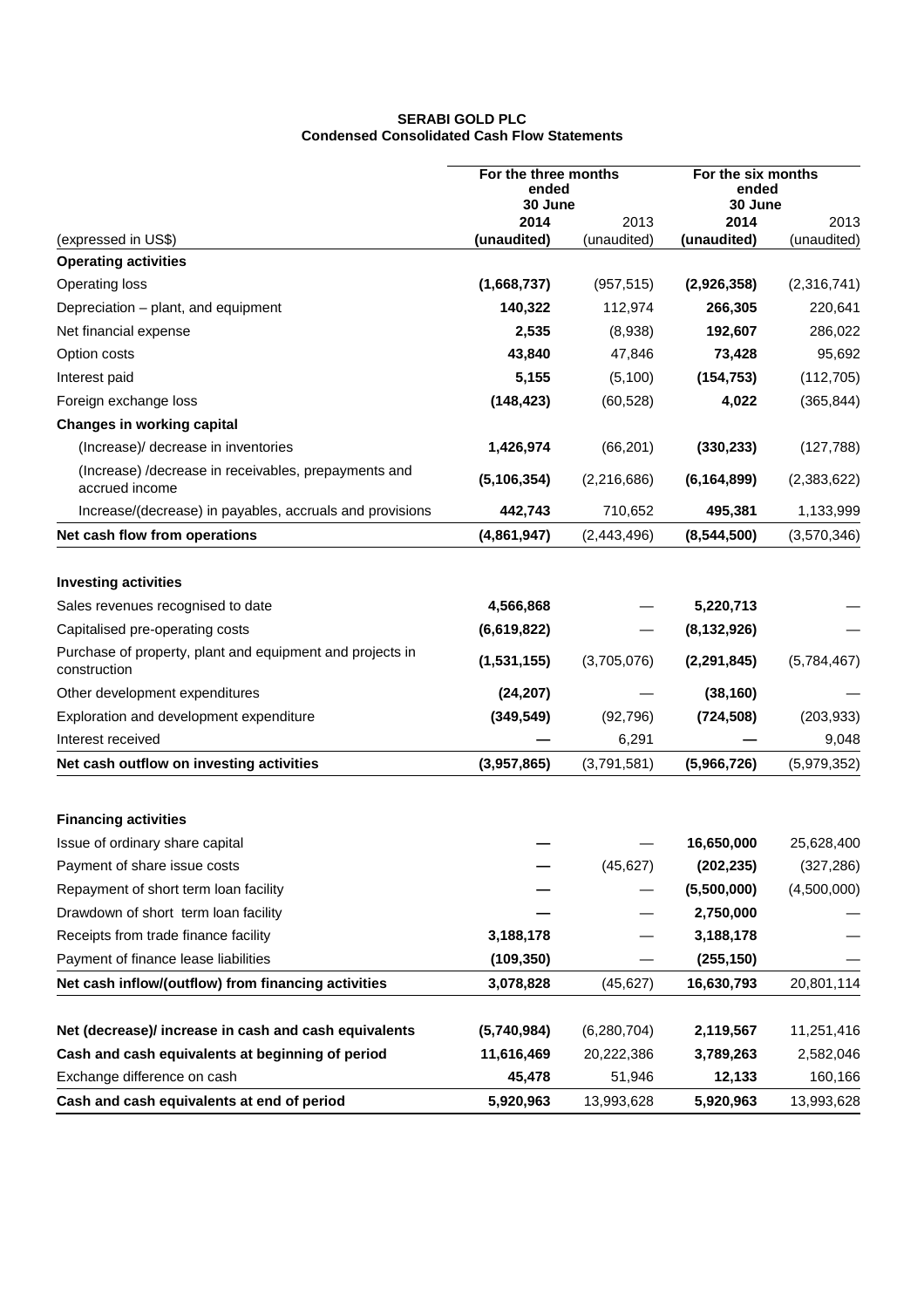**SERABI GOLD PLC**
**Condensed Consolidated Cash Flow Statements**

| (expressed in US$) | For the three months ended 30 June 2014 (unaudited) | For the three months ended 30 June 2013 (unaudited) | For the six months ended 30 June 2014 (unaudited) | For the six months ended 30 June 2013 (unaudited) |
|---|---|---|---|---|
| **Operating activities** | | | | |
| Operating loss | **(1,668,737)** | (957,515) | **(2,926,358)** | (2,316,741) |
| Depreciation – plant, and equipment | **140,322** | 112,974 | **266,305** | 220,641 |
| Net financial expense | **2,535** | (8,938) | **192,607** | 286,022 |
| Option costs | **43,840** | 47,846 | **73,428** | 95,692 |
| Interest paid | **5,155** | (5,100) | **(154,753)** | (112,705) |
| Foreign exchange loss | **(148,423)** | (60,528) | **4,022** | (365,844) |
| **Changes in working capital** | | | | |
| (Increase)/ decrease in inventories | **1,426,974** | (66,201) | **(330,233)** | (127,788) |
| (Increase) /decrease in receivables, prepayments and accrued income | **(5,106,354)** | (2,216,686) | **(6,164,899)** | (2,383,622) |
| Increase/(decrease) in payables, accruals and provisions | **442,743** | 710,652 | **495,381** | 1,133,999 |
| **Net cash flow from operations** | **(4,861,947)** | (2,443,496) | **(8,544,500)** | (3,570,346) |
| | | | | |
| **Investing activities** | | | | |
| Sales revenues recognised to date | **4,566,868** | — | **5,220,713** | — |
| Capitalised pre-operating costs | **(6,619,822)** | — | **(8,132,926)** | — |
| Purchase of property, plant and equipment and projects in construction | **(1,531,155)** | (3,705,076) | **(2,291,845)** | (5,784,467) |
| Other development expenditures | **(24,207)** | — | **(38,160)** | — |
| Exploration and development expenditure | **(349,549)** | (92,796) | **(724,508)** | (203,933) |
| Interest received | **—** | 6,291 | **—** | 9,048 |
| **Net cash outflow on investing activities** | **(3,957,865)** | (3,791,581) | **(5,966,726)** | (5,979,352) |
| | | | | |
| **Financing activities** | | | | |
| Issue of ordinary share capital | **—** | — | **16,650,000** | 25,628,400 |
| Payment of share issue costs | **—** | (45,627) | **(202,235)** | (327,286) |
| Repayment of short term loan facility | **—** | — | **(5,500,000)** | (4,500,000) |
| Drawdown of short term loan facility | **—** | — | **2,750,000** | — |
| Receipts from trade finance facility | **3,188,178** | — | **3,188,178** | — |
| Payment of finance lease liabilities | **(109,350)** | — | **(255,150)** | — |
| **Net cash inflow/(outflow) from financing activities** | **3,078,828** | (45,627) | **16,630,793** | 20,801,114 |
| | | | | |
| **Net (decrease)/ increase in cash and cash equivalents** | **(5,740,984)** | (6,280,704) | **2,119,567** | 11,251,416 |
| **Cash and cash equivalents at beginning of period** | **11,616,469** | 20,222,386 | **3,789,263** | 2,582,046 |
| Exchange difference on cash | **45,478** | 51,946 | **12,133** | 160,166 |
| **Cash and cash equivalents at end of period** | **5,920,963** | 13,993,628 | **5,920,963** | 13,993,628 |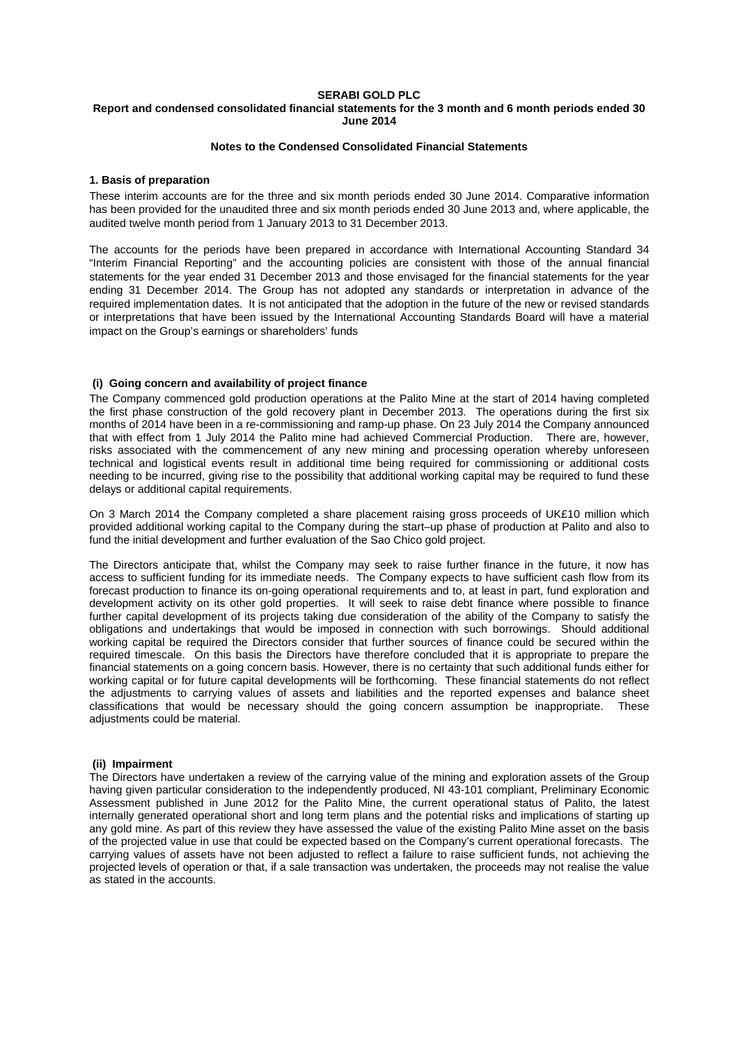**SERABI GOLD PLC**
**Report and condensed consolidated financial statements for the 3 month and 6 month periods ended 30 June 2014**

**Notes to the Condensed Consolidated Financial Statements**

### 1. Basis of preparation

These interim accounts are for the three and six month periods ended 30 June 2014. Comparative information has been provided for the unaudited three and six month periods ended 30 June 2013 and, where applicable, the audited twelve month period from 1 January 2013 to 31 December 2013.

The accounts for the periods have been prepared in accordance with International Accounting Standard 34 "Interim Financial Reporting" and the accounting policies are consistent with those of the annual financial statements for the year ended 31 December 2013 and those envisaged for the financial statements for the year ending 31 December 2014. The Group has not adopted any standards or interpretation in advance of the required implementation dates. It is not anticipated that the adoption in the future of the new or revised standards or interpretations that have been issued by the International Accounting Standards Board will have a material impact on the Group's earnings or shareholders' funds

#### (i) Going concern and availability of project finance

The Company commenced gold production operations at the Palito Mine at the start of 2014 having completed the first phase construction of the gold recovery plant in December 2013. The operations during the first six months of 2014 have been in a re-commissioning and ramp-up phase. On 23 July 2014 the Company announced that with effect from 1 July 2014 the Palito mine had achieved Commercial Production. There are, however, risks associated with the commencement of any new mining and processing operation whereby unforeseen technical and logistical events result in additional time being required for commissioning or additional costs needing to be incurred, giving rise to the possibility that additional working capital may be required to fund these delays or additional capital requirements.

On 3 March 2014 the Company completed a share placement raising gross proceeds of UK£10 million which provided additional working capital to the Company during the start–up phase of production at Palito and also to fund the initial development and further evaluation of the Sao Chico gold project.

The Directors anticipate that, whilst the Company may seek to raise further finance in the future, it now has access to sufficient funding for its immediate needs. The Company expects to have sufficient cash flow from its forecast production to finance its on-going operational requirements and to, at least in part, fund exploration and development activity on its other gold properties. It will seek to raise debt finance where possible to finance further capital development of its projects taking due consideration of the ability of the Company to satisfy the obligations and undertakings that would be imposed in connection with such borrowings. Should additional working capital be required the Directors consider that further sources of finance could be secured within the required timescale. On this basis the Directors have therefore concluded that it is appropriate to prepare the financial statements on a going concern basis. However, there is no certainty that such additional funds either for working capital or for future capital developments will be forthcoming. These financial statements do not reflect the adjustments to carrying values of assets and liabilities and the reported expenses and balance sheet classifications that would be necessary should the going concern assumption be inappropriate. These adjustments could be material.

#### (ii) Impairment

The Directors have undertaken a review of the carrying value of the mining and exploration assets of the Group having given particular consideration to the independently produced, NI 43-101 compliant, Preliminary Economic Assessment published in June 2012 for the Palito Mine, the current operational status of Palito, the latest internally generated operational short and long term plans and the potential risks and implications of starting up any gold mine. As part of this review they have assessed the value of the existing Palito Mine asset on the basis of the projected value in use that could be expected based on the Company's current operational forecasts. The carrying values of assets have not been adjusted to reflect a failure to raise sufficient funds, not achieving the projected levels of operation or that, if a sale transaction was undertaken, the proceeds may not realise the value as stated in the accounts.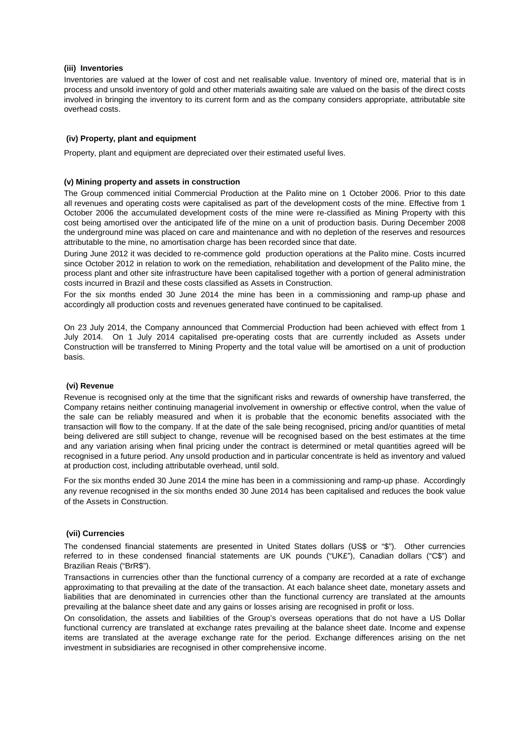#### (iii) Inventories

Inventories are valued at the lower of cost and net realisable value. Inventory of mined ore, material that is in process and unsold inventory of gold and other materials awaiting sale are valued on the basis of the direct costs involved in bringing the inventory to its current form and as the company considers appropriate, attributable site overhead costs.

#### (iv) Property, plant and equipment

Property, plant and equipment are depreciated over their estimated useful lives.

#### (v) Mining property and assets in construction

The Group commenced initial Commercial Production at the Palito mine on 1 October 2006. Prior to this date all revenues and operating costs were capitalised as part of the development costs of the mine. Effective from 1 October 2006 the accumulated development costs of the mine were re-classified as Mining Property with this cost being amortised over the anticipated life of the mine on a unit of production basis. During December 2008 the underground mine was placed on care and maintenance and with no depletion of the reserves and resources attributable to the mine, no amortisation charge has been recorded since that date.

During June 2012 it was decided to re-commence gold production operations at the Palito mine. Costs incurred since October 2012 in relation to work on the remediation, rehabilitation and development of the Palito mine, the process plant and other site infrastructure have been capitalised together with a portion of general administration costs incurred in Brazil and these costs classified as Assets in Construction.

For the six months ended 30 June 2014 the mine has been in a commissioning and ramp-up phase and accordingly all production costs and revenues generated have continued to be capitalised.

On 23 July 2014, the Company announced that Commercial Production had been achieved with effect from 1 July 2014. On 1 July 2014 capitalised pre-operating costs that are currently included as Assets under Construction will be transferred to Mining Property and the total value will be amortised on a unit of production basis.

#### (vi) Revenue

Revenue is recognised only at the time that the significant risks and rewards of ownership have transferred, the Company retains neither continuing managerial involvement in ownership or effective control, when the value of the sale can be reliably measured and when it is probable that the economic benefits associated with the transaction will flow to the company. If at the date of the sale being recognised, pricing and/or quantities of metal being delivered are still subject to change, revenue will be recognised based on the best estimates at the time and any variation arising when final pricing under the contract is determined or metal quantities agreed will be recognised in a future period. Any unsold production and in particular concentrate is held as inventory and valued at production cost, including attributable overhead, until sold.

For the six months ended 30 June 2014 the mine has been in a commissioning and ramp-up phase. Accordingly any revenue recognised in the six months ended 30 June 2014 has been capitalised and reduces the book value of the Assets in Construction.

#### (vii) Currencies

The condensed financial statements are presented in United States dollars (US$ or "$"). Other currencies referred to in these condensed financial statements are UK pounds ("UK£"), Canadian dollars ("C$") and Brazilian Reais ("BrR$").

Transactions in currencies other than the functional currency of a company are recorded at a rate of exchange approximating to that prevailing at the date of the transaction. At each balance sheet date, monetary assets and liabilities that are denominated in currencies other than the functional currency are translated at the amounts prevailing at the balance sheet date and any gains or losses arising are recognised in profit or loss.

On consolidation, the assets and liabilities of the Group's overseas operations that do not have a US Dollar functional currency are translated at exchange rates prevailing at the balance sheet date. Income and expense items are translated at the average exchange rate for the period. Exchange differences arising on the net investment in subsidiaries are recognised in other comprehensive income.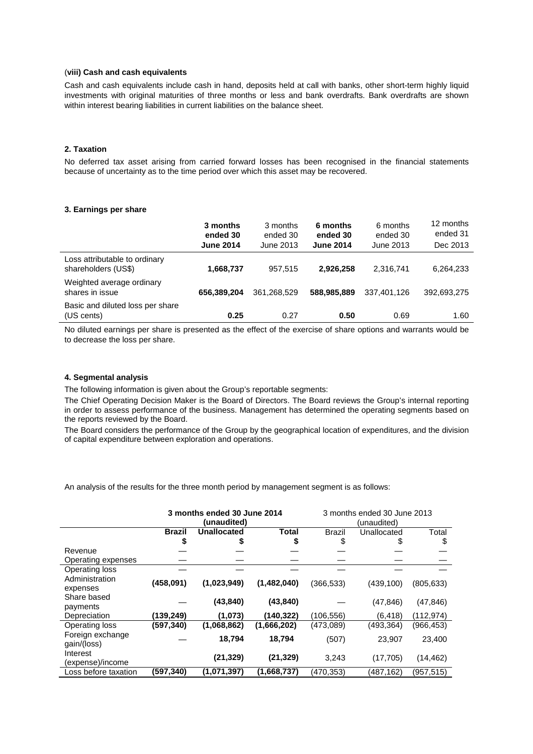### (viii) Cash and cash equivalents

Cash and cash equivalents include cash in hand, deposits held at call with banks, other short-term highly liquid investments with original maturities of three months or less and bank overdrafts. Bank overdrafts are shown within interest bearing liabilities in current liabilities on the balance sheet.

## 2. Taxation

No deferred tax asset arising from carried forward losses has been recognised in the financial statements because of uncertainty as to the time period over which this asset may be recovered.

## 3. Earnings per share

| | **3 months ended 30 June 2014** | 3 months ended 30 June 2013 | **6 months ended 30 June 2014** | 6 months ended 30 June 2013 | 12 months ended 31 Dec 2013 |
|---|---|---|---|---|---|
| Loss attributable to ordinary shareholders (US$) | **1,668,737** | 957,515 | **2,926,258** | 2,316,741 | 6,264,233 |
| Weighted average ordinary shares in issue | **656,389,204** | 361,268,529 | **588,985,889** | 337,401,126 | 392,693,275 |
| Basic and diluted loss per share (US cents) | **0.25** | 0.27 | **0.50** | 0.69 | 1.60 |

No diluted earnings per share is presented as the effect of the exercise of share options and warrants would be to decrease the loss per share.

## 4. Segmental analysis

The following information is given about the Group's reportable segments:

The Chief Operating Decision Maker is the Board of Directors. The Board reviews the Group's internal reporting in order to assess performance of the business. Management has determined the operating segments based on the reports reviewed by the Board.

The Board considers the performance of the Group by the geographical location of expenditures, and the division of capital expenditure between exploration and operations.

An analysis of the results for the three month period by management segment is as follows:

| | **3 months ended 30 June 2014 (unaudited)** | | | 3 months ended 30 June 2013 (unaudited) | | |
|---|---|---|---|---|---|---|
| | **Brazil $** | **Unallocated $** | **Total $** | Brazil $ | Unallocated $ | Total $ |
| Revenue | — | — | — | — | — | — |
| Operating expenses | — | — | — | — | — | — |
| Operating loss | — | — | — | — | — | — |
| Administration expenses | **(458,091)** | **(1,023,949)** | **(1,482,040)** | (366,533) | (439,100) | (805,633) |
| Share based payments | — | **(43,840)** | **(43,840)** | — | (47,846) | (47,846) |
| Depreciation | **(139,249)** | **(1,073)** | **(140,322)** | (106,556) | (6,418) | (112,974) |
| Operating loss | **(597,340)** | **(1,068,862)** | **(1,666,202)** | (473,089) | (493,364) | (966,453) |
| Foreign exchange gain/(loss) | — | **18,794** | **18,794** | (507) | 23,907 | 23,400 |
| Interest (expense)/income | | **(21,329)** | **(21,329)** | 3,243 | (17,705) | (14,462) |
| Loss before taxation | **(597,340)** | **(1,071,397)** | **(1,668,737)** | (470,353) | (487,162) | (957,515) |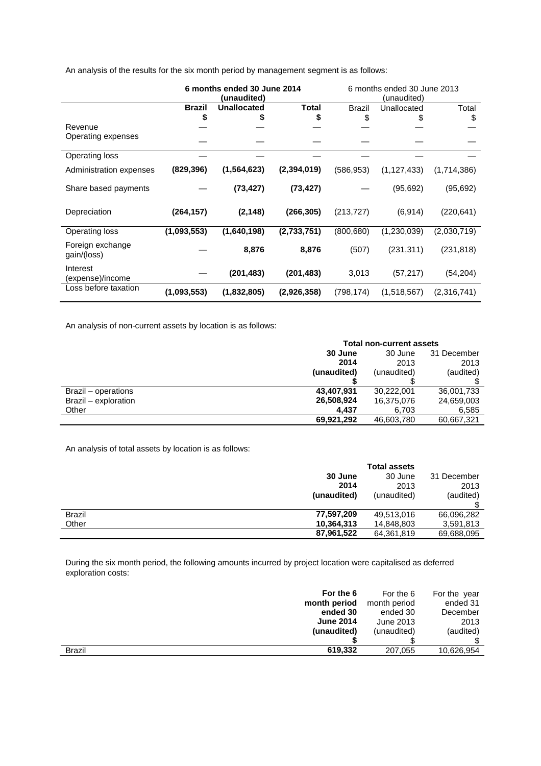An analysis of the results for the six month period by management segment is as follows:

| | **6 months ended 30 June 2014 (unaudited)** | | | 6 months ended 30 June 2013 (unaudited) | | |
|---|---|---|---|---|---|---|
| | **Brazil** | **Unallocated** | **Total** | Brazil | Unallocated | Total |
| | **$** | **$** | **$** | $ | $ | $ |
| Revenue | — | — | — | — | — | — |
| Operating expenses | — | — | — | — | — | — |
| Operating loss | — | — | — | — | — | — |
| Administration expenses | **(829,396)** | **(1,564,623)** | **(2,394,019)** | (586,953) | (1,127,433) | (1,714,386) |
| Share based payments | — | **(73,427)** | **(73,427)** | — | (95,692) | (95,692) |
| Depreciation | **(264,157)** | **(2,148)** | **(266,305)** | (213,727) | (6,914) | (220,641) |
| Operating loss | **(1,093,553)** | **(1,640,198)** | **(2,733,751)** | (800,680) | (1,230,039) | (2,030,719) |
| Foreign exchange gain/(loss) | — | **8,876** | **8,876** | (507) | (231,311) | (231,818) |
| Interest (expense)/income | — | **(201,483)** | **(201,483)** | 3,013 | (57,217) | (54,204) |
| Loss before taxation | **(1,093,553)** | **(1,832,805)** | **(2,926,358)** | (798,174) | (1,518,567) | (2,316,741) |

An analysis of non-current assets by location is as follows:

| | **Total non-current assets** | | |
|---|---|---|---|
| | **30 June 2014 (unaudited)** | 30 June 2013 (unaudited) | 31 December 2013 (audited) |
| | **$** | $ | $ |
| Brazil – operations | **43,407,931** | 30,222,001 | 36,001,733 |
| Brazil – exploration | **26,508,924** | 16,375,076 | 24,659,003 |
| Other | **4,437** | 6,703 | 6,585 |
| | **69,921,292** | 46,603,780 | 60,667,321 |

An analysis of total assets by location is as follows:

| | **Total assets** | | |
|---|---|---|---|
| | **30 June 2014 (unaudited)** | 30 June 2013 (unaudited) | 31 December 2013 (audited) |
| | | | $ |
| Brazil | **77,597,209** | 49,513,016 | 66,096,282 |
| Other | **10,364,313** | 14,848,803 | 3,591,813 |
| | **87,961,522** | 64,361,819 | 69,688,095 |

During the six month period, the following amounts incurred by project location were capitalised as deferred exploration costs:

| | **For the 6 month period ended 30 June 2014 (unaudited)** | For the 6 month period ended 30 June 2013 (unaudited) | For the year ended 31 December 2013 (audited) |
|---|---|---|---|
| | **$** | $ | $ |
| Brazil | **619,332** | 207,055 | 10,626,954 |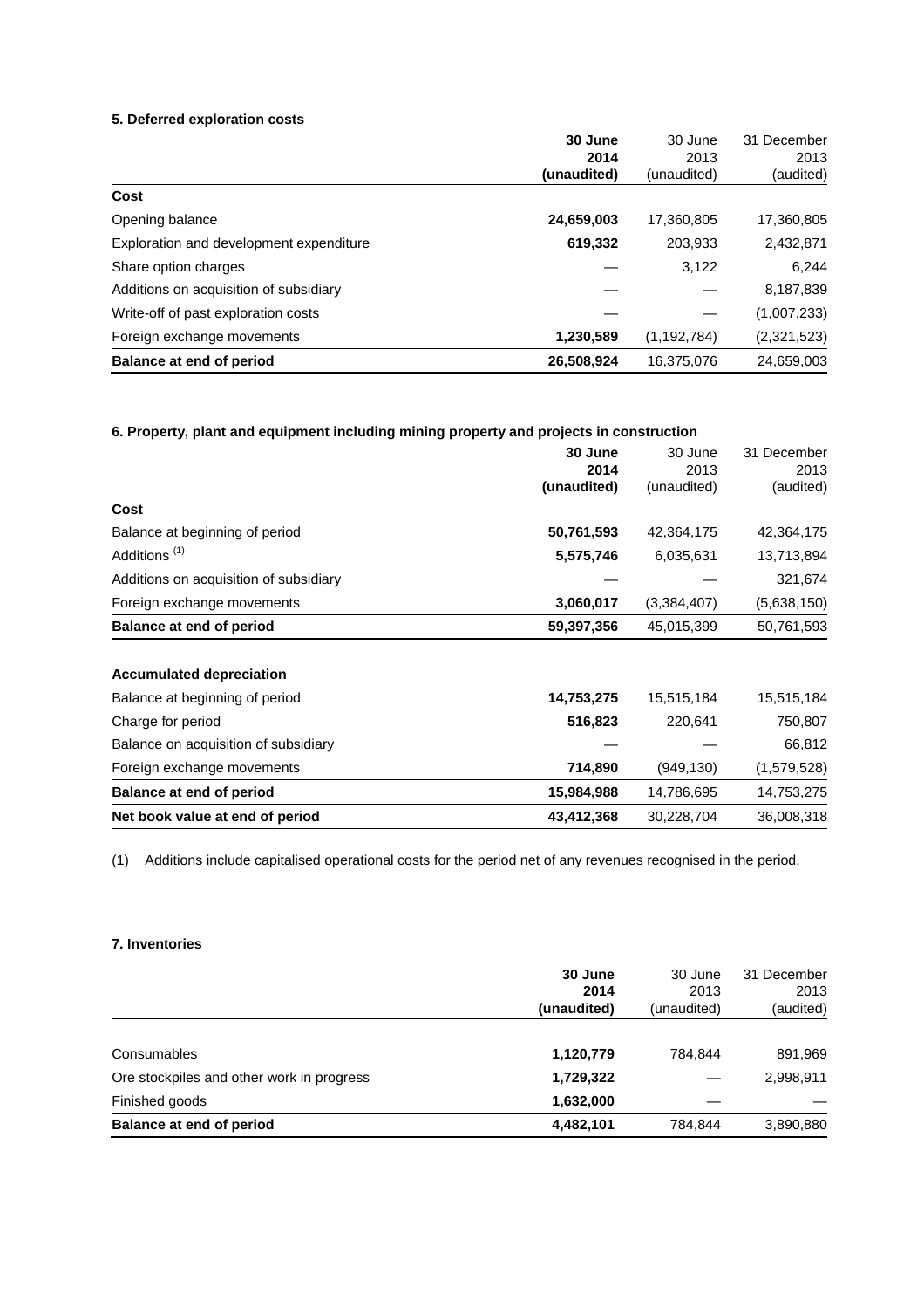**5. Deferred exploration costs**

| | **30 June 2014 (unaudited)** | 30 June 2013 (unaudited) | 31 December 2013 (audited) |
|---|---|---|---|
| **Cost** | | | |
| Opening balance | **24,659,003** | 17,360,805 | 17,360,805 |
| Exploration and development expenditure | **619,332** | 203,933 | 2,432,871 |
| Share option charges | — | 3,122 | 6,244 |
| Additions on acquisition of subsidiary | — | — | 8,187,839 |
| Write-off of past exploration costs | — | — | (1,007,233) |
| Foreign exchange movements | **1,230,589** | (1,192,784) | (2,321,523) |
| **Balance at end of period** | **26,508,924** | 16,375,076 | 24,659,003 |

**6. Property, plant and equipment including mining property and projects in construction**

| | **30 June 2014 (unaudited)** | 30 June 2013 (unaudited) | 31 December 2013 (audited) |
|---|---|---|---|
| **Cost** | | | |
| Balance at beginning of period | **50,761,593** | 42,364,175 | 42,364,175 |
| Additions [(1)] | **5,575,746** | 6,035,631 | 13,713,894 |
| Additions on acquisition of subsidiary | — | — | 321,674 |
| Foreign exchange movements | **3,060,017** | (3,384,407) | (5,638,150) |
| **Balance at end of period** | **59,397,356** | 45,015,399 | 50,761,593 |
| | | | |
| **Accumulated depreciation** | | | |
| Balance at beginning of period | **14,753,275** | 15,515,184 | 15,515,184 |
| Charge for period | **516,823** | 220,641 | 750,807 |
| Balance on acquisition of subsidiary | — | — | 66,812 |
| Foreign exchange movements | **714,890** | (949,130) | (1,579,528) |
| **Balance at end of period** | **15,984,988** | 14,786,695 | 14,753,275 |
| **Net book value at end of period** | **43,412,368** | 30,228,704 | 36,008,318 |

(1) Additions include capitalised operational costs for the period net of any revenues recognised in the period.

**7. Inventories**

| | **30 June 2014 (unaudited)** | 30 June 2013 (unaudited) | 31 December 2013 (audited) |
|---|---|---|---|
| Consumables | **1,120,779** | 784,844 | 891,969 |
| Ore stockpiles and other work in progress | **1,729,322** | — | 2,998,911 |
| Finished goods | **1,632,000** | — | — |
| **Balance at end of period** | **4,482,101** | 784,844 | 3,890,880 |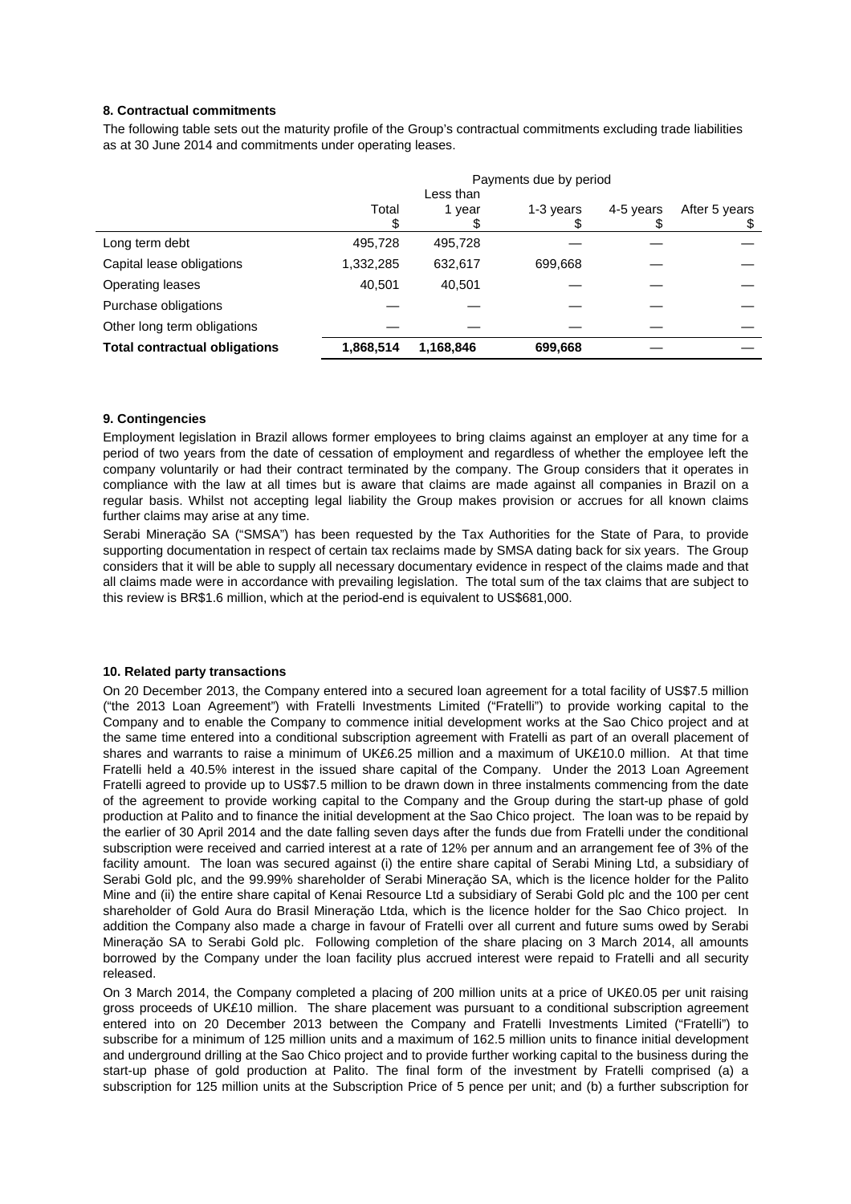**8. Contractual commitments**

The following table sets out the maturity profile of the Group's contractual commitments excluding trade liabilities as at 30 June 2014 and commitments under operating leases.

| | Payments due by period | | | | |
|---|---|---|---|---|---|
| | Total $ | Less than 1 year $ | 1-3 years $ | 4-5 years $ | After 5 years $ |
| Long term debt | 495,728 | 495,728 | — | — | — |
| Capital lease obligations | 1,332,285 | 632,617 | 699,668 | — | — |
| Operating leases | 40,501 | 40,501 | — | — | — |
| Purchase obligations | — | — | — | — | — |
| Other long term obligations | — | — | — | — | — |
| **Total contractual obligations** | **1,868,514** | **1,168,846** | **699,668** | — | — |

**9. Contingencies**

Employment legislation in Brazil allows former employees to bring claims against an employer at any time for a period of two years from the date of cessation of employment and regardless of whether the employee left the company voluntarily or had their contract terminated by the company. The Group considers that it operates in compliance with the law at all times but is aware that claims are made against all companies in Brazil on a regular basis. Whilst not accepting legal liability the Group makes provision or accrues for all known claims further claims may arise at any time.

Serabi Mineração SA ("SMSA") has been requested by the Tax Authorities for the State of Para, to provide supporting documentation in respect of certain tax reclaims made by SMSA dating back for six years. The Group considers that it will be able to supply all necessary documentary evidence in respect of the claims made and that all claims made were in accordance with prevailing legislation. The total sum of the tax claims that are subject to this review is BR$1.6 million, which at the period-end is equivalent to US$681,000.

**10. Related party transactions**

On 20 December 2013, the Company entered into a secured loan agreement for a total facility of US$7.5 million ("the 2013 Loan Agreement") with Fratelli Investments Limited ("Fratelli") to provide working capital to the Company and to enable the Company to commence initial development works at the Sao Chico project and at the same time entered into a conditional subscription agreement with Fratelli as part of an overall placement of shares and warrants to raise a minimum of UK£6.25 million and a maximum of UK£10.0 million. At that time Fratelli held a 40.5% interest in the issued share capital of the Company. Under the 2013 Loan Agreement Fratelli agreed to provide up to US$7.5 million to be drawn down in three instalments commencing from the date of the agreement to provide working capital to the Company and the Group during the start-up phase of gold production at Palito and to finance the initial development at the Sao Chico project. The loan was to be repaid by the earlier of 30 April 2014 and the date falling seven days after the funds due from Fratelli under the conditional subscription were received and carried interest at a rate of 12% per annum and an arrangement fee of 3% of the facility amount. The loan was secured against (i) the entire share capital of Serabi Mining Ltd, a subsidiary of Serabi Gold plc, and the 99.99% shareholder of Serabi Mineração SA, which is the licence holder for the Palito Mine and (ii) the entire share capital of Kenai Resource Ltd a subsidiary of Serabi Gold plc and the 100 per cent shareholder of Gold Aura do Brasil Mineração Ltda, which is the licence holder for the Sao Chico project. In addition the Company also made a charge in favour of Fratelli over all current and future sums owed by Serabi Mineração SA to Serabi Gold plc. Following completion of the share placing on 3 March 2014, all amounts borrowed by the Company under the loan facility plus accrued interest were repaid to Fratelli and all security released.

On 3 March 2014, the Company completed a placing of 200 million units at a price of UK£0.05 per unit raising gross proceeds of UK£10 million. The share placement was pursuant to a conditional subscription agreement entered into on 20 December 2013 between the Company and Fratelli Investments Limited ("Fratelli") to subscribe for a minimum of 125 million units and a maximum of 162.5 million units to finance initial development and underground drilling at the Sao Chico project and to provide further working capital to the business during the start-up phase of gold production at Palito. The final form of the investment by Fratelli comprised (a) a subscription for 125 million units at the Subscription Price of 5 pence per unit; and (b) a further subscription for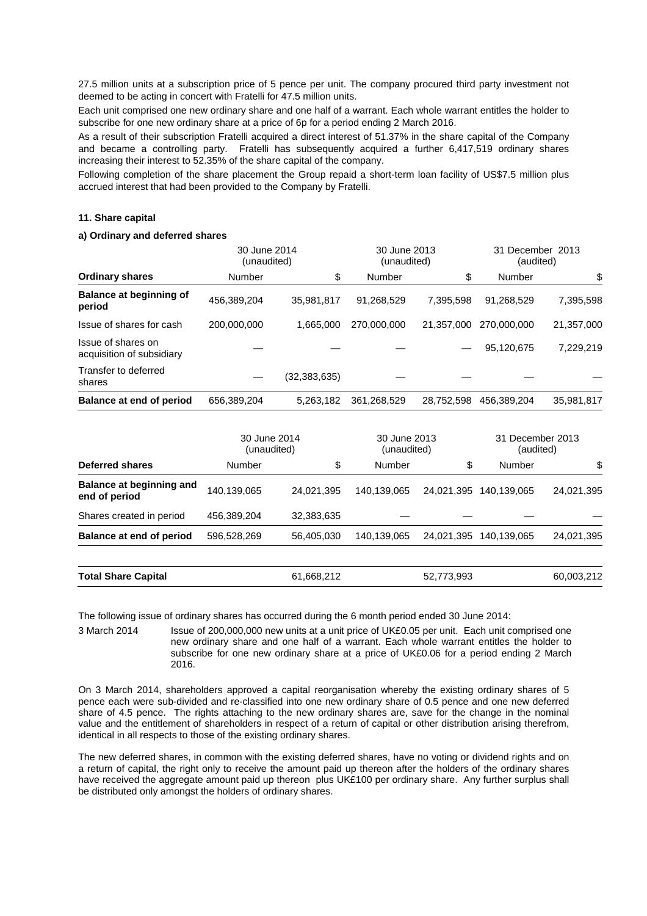27.5 million units at a subscription price of 5 pence per unit. The company procured third party investment not deemed to be acting in concert with Fratelli for 47.5 million units.

Each unit comprised one new ordinary share and one half of a warrant. Each whole warrant entitles the holder to subscribe for one new ordinary share at a price of 6p for a period ending 2 March 2016.

As a result of their subscription Fratelli acquired a direct interest of 51.37% in the share capital of the Company and became a controlling party. Fratelli has subsequently acquired a further 6,417,519 ordinary shares increasing their interest to 52.35% of the share capital of the company.

Following completion of the share placement the Group repaid a short-term loan facility of US$7.5 million plus accrued interest that had been provided to the Company by Fratelli.

#### 11. Share capital

#### a) Ordinary and deferred shares

| | 30 June 2014 (unaudited) | | 30 June 2013 (unaudited) | | 31 December 2013 (audited) | |
|---|---|---|---|---|---|---|
| **Ordinary shares** | Number | $ | Number | $ | Number | $ |
| **Balance at beginning of period** | 456,389,204 | 35,981,817 | 91,268,529 | 7,395,598 | 91,268,529 | 7,395,598 |
| Issue of shares for cash | 200,000,000 | 1,665,000 | 270,000,000 | 21,357,000 | 270,000,000 | 21,357,000 |
| Issue of shares on acquisition of subsidiary | — | — | — | — | 95,120,675 | 7,229,219 |
| Transfer to deferred shares | — | (32,383,635) | — | — | — | — |
| **Balance at end of period** | 656,389,204 | 5,263,182 | 361,268,529 | 28,752,598 | 456,389,204 | 35,981,817 |

| | 30 June 2014 (unaudited) | | 30 June 2013 (unaudited) | | 31 December 2013 (audited) | |
|---|---|---|---|---|---|---|
| **Deferred shares** | Number | $ | Number | $ | Number | $ |
| **Balance at beginning and end of period** | 140,139,065 | 24,021,395 | 140,139,065 | 24,021,395 | 140,139,065 | 24,021,395 |
| Shares created in period | 456,389,204 | 32,383,635 | — | — | — | — |
| **Balance at end of period** | 596,528,269 | 56,405,030 | 140,139,065 | 24,021,395 | 140,139,065 | 24,021,395 |
| | | | | | | |
| **Total Share Capital** | | 61,668,212 | | 52,773,993 | | 60,003,212 |

The following issue of ordinary shares has occurred during the 6 month period ended 30 June 2014:

3 March 2014 — Issue of 200,000,000 new units at a unit price of UK£0.05 per unit. Each unit comprised one new ordinary share and one half of a warrant. Each whole warrant entitles the holder to subscribe for one new ordinary share at a price of UK£0.06 for a period ending 2 March 2016.

On 3 March 2014, shareholders approved a capital reorganisation whereby the existing ordinary shares of 5 pence each were sub-divided and re-classified into one new ordinary share of 0.5 pence and one new deferred share of 4.5 pence. The rights attaching to the new ordinary shares are, save for the change in the nominal value and the entitlement of shareholders in respect of a return of capital or other distribution arising therefrom, identical in all respects to those of the existing ordinary shares.

The new deferred shares, in common with the existing deferred shares, have no voting or dividend rights and on a return of capital, the right only to receive the amount paid up thereon after the holders of the ordinary shares have received the aggregate amount paid up thereon plus UK£100 per ordinary share. Any further surplus shall be distributed only amongst the holders of ordinary shares.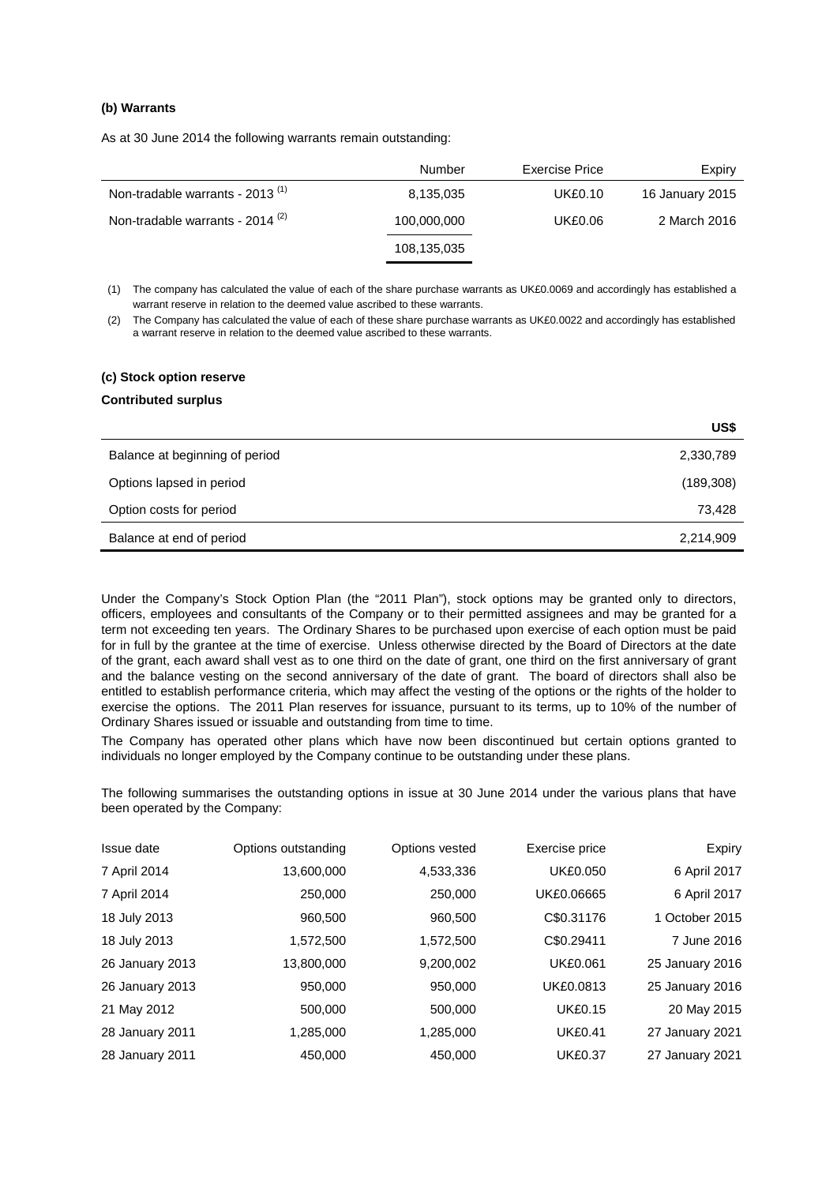**(b) Warrants**

As at 30 June 2014 the following warrants remain outstanding:

| | Number | Exercise Price | Expiry |
|---|---|---|---|
| Non-tradable warrants - 2013 [(1)] | 8,135,035 | UK£0.10 | 16 January 2015 |
| Non-tradable warrants - 2014 [(2)] | 100,000,000 | UK£0.06 | 2 March 2016 |
| | 108,135,035 | | |

(1) The company has calculated the value of each of the share purchase warrants as UK£0.0069 and accordingly has established a warrant reserve in relation to the deemed value ascribed to these warrants.

(2) The Company has calculated the value of each of these share purchase warrants as UK£0.0022 and accordingly has established a warrant reserve in relation to the deemed value ascribed to these warrants.

**(c) Stock option reserve**

**Contributed surplus**

| | US$ |
|---|---|
| Balance at beginning of period | 2,330,789 |
| Options lapsed in period | (189,308) |
| Option costs for period | 73,428 |
| Balance at end of period | 2,214,909 |

Under the Company's Stock Option Plan (the "2011 Plan"), stock options may be granted only to directors, officers, employees and consultants of the Company or to their permitted assignees and may be granted for a term not exceeding ten years. The Ordinary Shares to be purchased upon exercise of each option must be paid for in full by the grantee at the time of exercise. Unless otherwise directed by the Board of Directors at the date of the grant, each award shall vest as to one third on the date of grant, one third on the first anniversary of grant and the balance vesting on the second anniversary of the date of grant. The board of directors shall also be entitled to establish performance criteria, which may affect the vesting of the options or the rights of the holder to exercise the options. The 2011 Plan reserves for issuance, pursuant to its terms, up to 10% of the number of Ordinary Shares issued or issuable and outstanding from time to time.

The Company has operated other plans which have now been discontinued but certain options granted to individuals no longer employed by the Company continue to be outstanding under these plans.

The following summarises the outstanding options in issue at 30 June 2014 under the various plans that have been operated by the Company:

| Issue date | Options outstanding | Options vested | Exercise price | Expiry |
|---|---|---|---|---|
| 7 April 2014 | 13,600,000 | 4,533,336 | UK£0.050 | 6 April 2017 |
| 7 April 2014 | 250,000 | 250,000 | UK£0.06665 | 6 April 2017 |
| 18 July 2013 | 960,500 | 960,500 | C$0.31176 | 1 October 2015 |
| 18 July 2013 | 1,572,500 | 1,572,500 | C$0.29411 | 7 June 2016 |
| 26 January 2013 | 13,800,000 | 9,200,002 | UK£0.061 | 25 January 2016 |
| 26 January 2013 | 950,000 | 950,000 | UK£0.0813 | 25 January 2016 |
| 21 May 2012 | 500,000 | 500,000 | UK£0.15 | 20 May 2015 |
| 28 January 2011 | 1,285,000 | 1,285,000 | UK£0.41 | 27 January 2021 |
| 28 January 2011 | 450,000 | 450,000 | UK£0.37 | 27 January 2021 |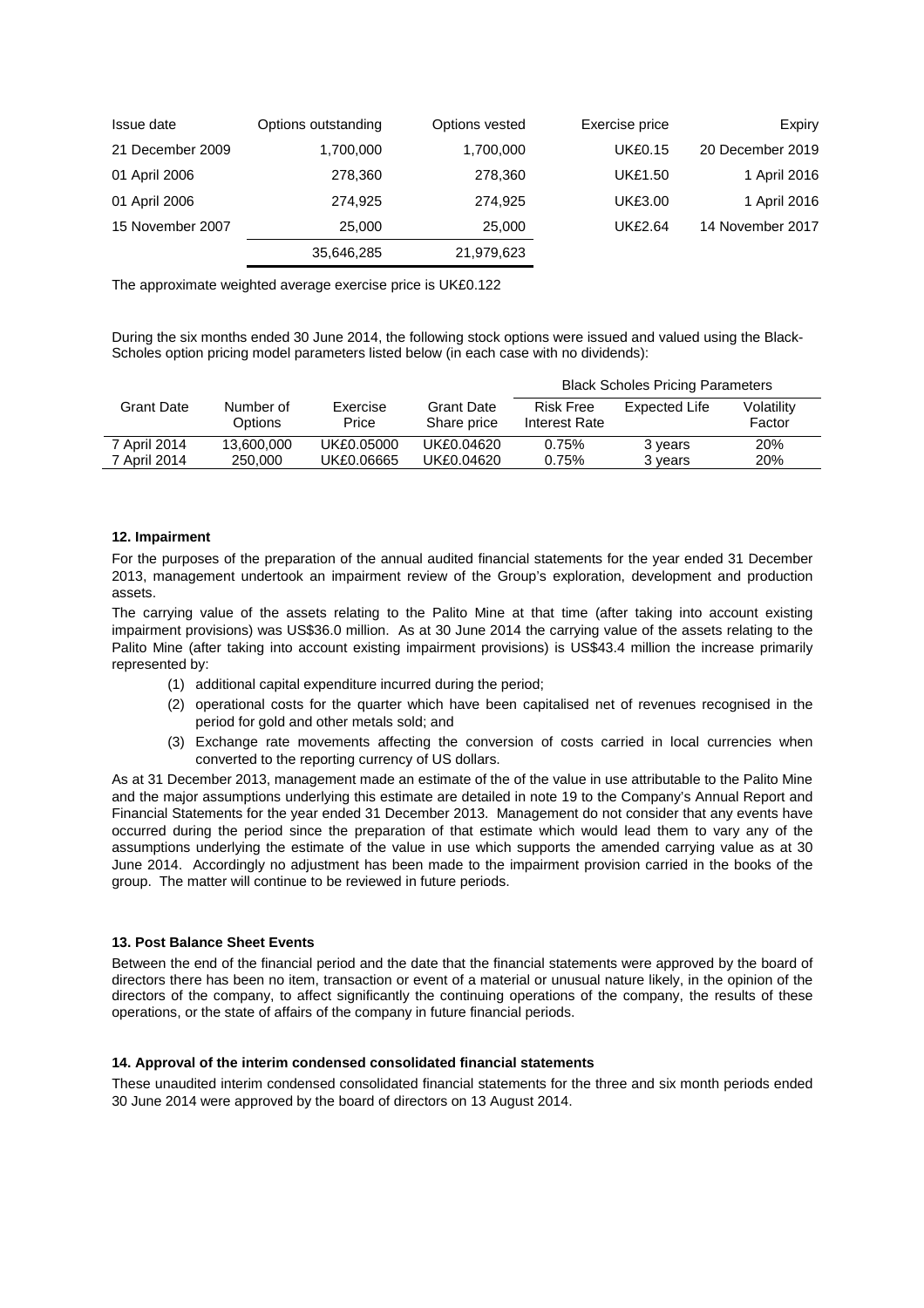| Issue date | Options outstanding | Options vested | Exercise price | Expiry |
|---|---|---|---|---|
| 21 December 2009 | 1,700,000 | 1,700,000 | UK£0.15 | 20 December 2019 |
| 01 April 2006 | 278,360 | 278,360 | UK£1.50 | 1 April 2016 |
| 01 April 2006 | 274,925 | 274,925 | UK£3.00 | 1 April 2016 |
| 15 November 2007 | 25,000 | 25,000 | UK£2.64 | 14 November 2017 |
| | 35,646,285 | 21,979,623 | | |

The approximate weighted average exercise price is UK£0.122

During the six months ended 30 June 2014, the following stock options were issued and valued using the Black-Scholes option pricing model parameters listed below (in each case with no dividends):

| | | | | Black Scholes Pricing Parameters | | |
|---|---|---|---|---|---|---|
| Grant Date | Number of Options | Exercise Price | Grant Date Share price | Risk Free Interest Rate | Expected Life | Volatility Factor |
| 7 April 2014 | 13,600,000 | UK£0.05000 | UK£0.04620 | 0.75% | 3 years | 20% |
| 7 April 2014 | 250,000 | UK£0.06665 | UK£0.04620 | 0.75% | 3 years | 20% |

**12. Impairment**

For the purposes of the preparation of the annual audited financial statements for the year ended 31 December 2013, management undertook an impairment review of the Group's exploration, development and production assets.

The carrying value of the assets relating to the Palito Mine at that time (after taking into account existing impairment provisions) was US$36.0 million. As at 30 June 2014 the carrying value of the assets relating to the Palito Mine (after taking into account existing impairment provisions) is US$43.4 million the increase primarily represented by:

(1) additional capital expenditure incurred during the period;

(2) operational costs for the quarter which have been capitalised net of revenues recognised in the period for gold and other metals sold; and

(3) Exchange rate movements affecting the conversion of costs carried in local currencies when converted to the reporting currency of US dollars.

As at 31 December 2013, management made an estimate of the of the value in use attributable to the Palito Mine and the major assumptions underlying this estimate are detailed in note 19 to the Company's Annual Report and Financial Statements for the year ended 31 December 2013. Management do not consider that any events have occurred during the period since the preparation of that estimate which would lead them to vary any of the assumptions underlying the estimate of the value in use which supports the amended carrying value as at 30 June 2014. Accordingly no adjustment has been made to the impairment provision carried in the books of the group. The matter will continue to be reviewed in future periods.

**13. Post Balance Sheet Events**

Between the end of the financial period and the date that the financial statements were approved by the board of directors there has been no item, transaction or event of a material or unusual nature likely, in the opinion of the directors of the company, to affect significantly the continuing operations of the company, the results of these operations, or the state of affairs of the company in future financial periods.

**14. Approval of the interim condensed consolidated financial statements**

These unaudited interim condensed consolidated financial statements for the three and six month periods ended 30 June 2014 were approved by the board of directors on 13 August 2014.